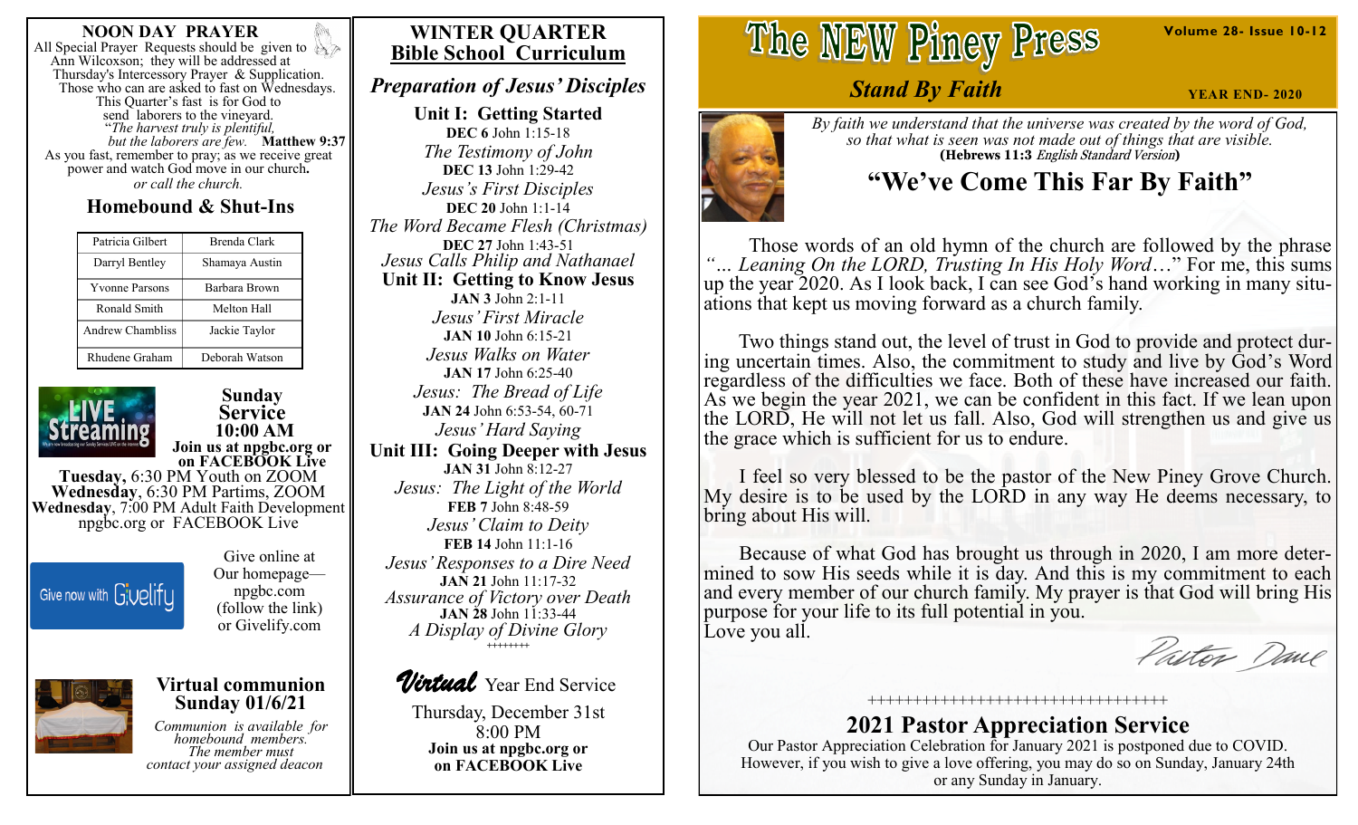## NOON DAY PRAYER

All Special Prayer Requests should be given to Ann Wilcoxson; they will be addressed at Thursday's Intercessory Prayer & Supplication. Those who can are asked to fast on Wednesdays. This Quarter's fast is for God to send laborers to the vineyard.

*"The harvest truly is plentiful, but the laborers are few.* **Matthew 9:37**

As you fast, remember to pray; as we receive great power and watch God move in our church**.**

*or call the church.*

### Homebound & Shut-Ins

| | |
|---|---|
| Patricia Gilbert | Brenda Clark |
| Darryl Bentley | Shamaya Austin |
| Yvonne Parsons | Barbara Brown |
| Ronald Smith | Melton Hall |
| Andrew Chambliss | Jackie Taylor |
| Rhudene Graham | Deborah Watson |

**Sunday Service 10:00 AM**
**Join us at npgbc.org or on FACEBOOK Live**

**Tuesday,** 6:30 PM Youth on ZOOM
**Wednesday**, 6:30 PM Partims, ZOOM
**Wednesday**, 7:00 PM Adult Faith Development npgbc.org or FACEBOOK Live

Give now with Givelify

Give online at Our homepage—npgbc.com (follow the link) or Givelify.com

### Virtual communion Sunday 01/6/21

*Communion is available for homebound members. The member must contact your assigned deacon*

## WINTER QUARTER Bible School Curriculum

### *Preparation of Jesus' Disciples*

**Unit I: Getting Started**

**DEC 6** John 1:15-18
*The Testimony of John*
**DEC 13** John 1:29-42
*Jesus's First Disciples*
**DEC 20** John 1:1-14
*The Word Became Flesh (Christmas)*
**DEC 27** John 1:43-51
*Jesus Calls Philip and Nathanael*

**Unit II: Getting to Know Jesus**

**JAN 3** John 2:1-11
*Jesus' First Miracle*
**JAN 10** John 6:15-21
*Jesus Walks on Water*
**JAN 17** John 6:25-40
*Jesus: The Bread of Life*
**JAN 24** John 6:53-54, 60-71
*Jesus' Hard Saying*

**Unit III: Going Deeper with Jesus**

**JAN 31** John 8:12-27
*Jesus: The Light of the World*
**FEB 7** John 8:48-59
*Jesus' Claim to Deity*
**FEB 14** John 11:1-16
*Jesus' Responses to a Dire Need*
**JAN 21** John 11:17-32
*Assurance of Victory over Death*
**JAN 28** John 11:33-44
*A Display of Divine Glory*

++++++++

***Virtual*** Year End Service

Thursday, December 31st
8:00 PM
**Join us at npgbc.org or on FACEBOOK Live**

# The NEW Piney Press

**Volume 28- Issue 10-12**

*Stand By Faith* — **YEAR END- 2020**

*By faith we understand that the universe was created by the word of God, so that what is seen was not made out of things that are visible.*
**(Hebrews 11:3** *English Standard Version***)**

## "We've Come This Far By Faith"

Those words of an old hymn of the church are followed by the phrase *"… Leaning On the LORD, Trusting In His Holy Word…*" For me, this sums up the year 2020. As I look back, I can see God's hand working in many situations that kept us moving forward as a church family.

Two things stand out, the level of trust in God to provide and protect during uncertain times. Also, the commitment to study and live by God's Word regardless of the difficulties we face. Both of these have increased our faith. As we begin the year 2021, we can be confident in this fact. If we lean upon the LORD, He will not let us fall. Also, God will strengthen us and give us the grace which is sufficient for us to endure.

I feel so very blessed to be the pastor of the New Piney Grove Church. My desire is to be used by the LORD in any way He deems necessary, to bring about His will.

Because of what God has brought us through in 2020, I am more determined to sow His seeds while it is day. And this is my commitment to each and every member of our church family. My prayer is that God will bring His purpose for your life to its full potential in you.
Love you all.

*Pastor Dave*

++++++++++++++++++++++++++++++++++

### 2021 Pastor Appreciation Service

Our Pastor Appreciation Celebration for January 2021 is postponed due to COVID. However, if you wish to give a love offering, you may do so on Sunday, January 24th or any Sunday in January.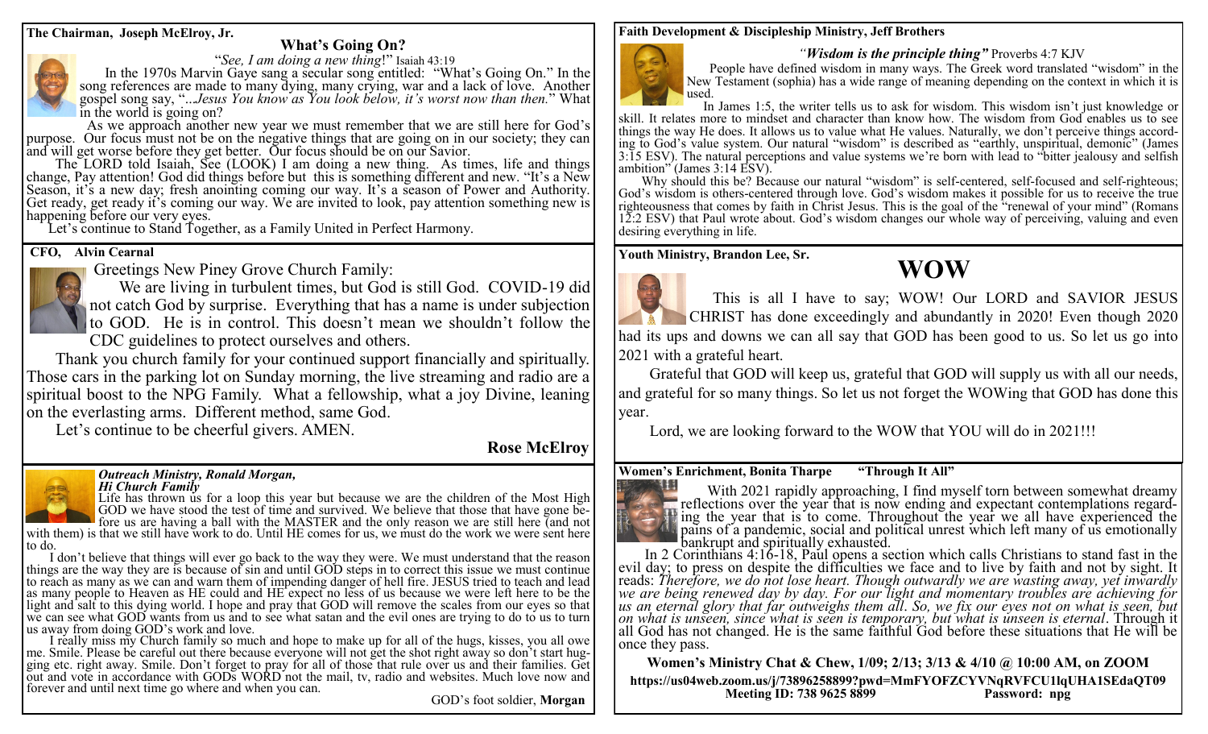**The Chairman, Joseph McElroy, Jr.**

## What's Going On?

"*See, I am doing a new thing*!" Isaiah 43:19

In the 1970s Marvin Gaye sang a secular song entitled: "What's Going On." In the song references are made to many dying, many crying, war and a lack of love. Another gospel song say, "*...Jesus You know as You look below, it's worst now than then.*" What in the world is going on?

As we approach another new year we must remember that we are still here for God's purpose. Our focus must not be on the negative things that are going on in our society; they can and will get worse before they get better. Our focus should be on our Savior.

The LORD told Isaiah, See (LOOK) I am doing a new thing. As times, life and things change, Pay attention! God did things before but this is something different and new. "It's a New Season, it's a new day; fresh anointing coming our way. It's a season of Power and Authority. Get ready, get ready it's coming our way. We are invited to look, pay attention something new is happening before our very eyes.

Let's continue to Stand Together, as a Family United in Perfect Harmony.

**CFO, Alvin Cearnal**

Greetings New Piney Grove Church Family:

We are living in turbulent times, but God is still God. COVID-19 did not catch God by surprise. Everything that has a name is under subjection to GOD. He is in control. This doesn't mean we shouldn't follow the CDC guidelines to protect ourselves and others.

Thank you church family for your continued support financially and spiritually. Those cars in the parking lot on Sunday morning, the live streaming and radio are a spiritual boost to the NPG Family. What a fellowship, what a joy Divine, leaning on the everlasting arms. Different method, same God.

Let's continue to be cheerful givers. AMEN.

**Rose McElroy**

***Outreach Ministry, Ronald Morgan,***

***Hi Church Family***

Life has thrown us for a loop this year but because we are the children of the Most High GOD we have stood the test of time and survived. We believe that those that have gone before us are having a ball with the MASTER and the only reason we are still here (and not with them) is that we still have work to do. Until HE comes for us, we must do the work we were sent here to do.

I don't believe that things will ever go back to the way they were. We must understand that the reason things are the way they are is because of sin and until GOD steps in to correct this issue we must continue to reach as many as we can and warn them of impending danger of hell fire. JESUS tried to teach and lead as many people to Heaven as HE could and HE expect no less of us because we were left here to be the light and salt to this dying world. I hope and pray that GOD will remove the scales from our eyes so that we can see what GOD wants from us and to see what satan and the evil ones are trying to do to us to turn us away from doing GOD's work and love.

I really miss my Church family so much and hope to make up for all of the hugs, kisses, you all owe me. Smile. Please be careful out there because everyone will not get the shot right away so don't start hugging etc. right away. Smile. Don't forget to pray for all of those that rule over us and their families. Get out and vote in accordance with GODs WORD not the mail, tv, radio and websites. Much love now and forever and until next time go where and when you can.

GOD's foot soldier, **Morgan**

**Faith Development & Discipleship Ministry, Jeff Brothers**

*"**Wisdom is the principle thing"*** Proverbs 4:7 KJV

People have defined wisdom in many ways. The Greek word translated "wisdom" in the New Testament (sophia) has a wide range of meaning depending on the context in which it is used.

In James 1:5, the writer tells us to ask for wisdom. This wisdom isn't just knowledge or skill. It relates more to mindset and character than know how. The wisdom from God enables us to see things the way He does. It allows us to value what He values. Naturally, we don't perceive things according to God's value system. Our natural "wisdom" is described as "earthly, unspiritual, demonic" (James 3:15 ESV). The natural perceptions and value systems we're born with lead to "bitter jealousy and selfish ambition" (James 3:14 ESV).

Why should this be? Because our natural "wisdom" is self-centered, self-focused and self-righteous; God's wisdom is others-centered through love. God's wisdom makes it possible for us to receive the true righteousness that comes by faith in Christ Jesus. This is the goal of the "renewal of your mind" (Romans 12:2 ESV) that Paul wrote about. God's wisdom changes our whole way of perceiving, valuing and even desiring everything in life.

**Youth Ministry, Brandon Lee, Sr.**

## WOW

This is all I have to say; WOW! Our LORD and SAVIOR JESUS CHRIST has done exceedingly and abundantly in 2020! Even though 2020 had its ups and downs we can all say that GOD has been good to us. So let us go into 2021 with a grateful heart.

Grateful that GOD will keep us, grateful that GOD will supply us with all our needs, and grateful for so many things. So let us not forget the WOWing that GOD has done this year.

Lord, we are looking forward to the WOW that YOU will do in 2021!!!

**Women's Enrichment, Bonita Tharpe "Through It All"**

With 2021 rapidly approaching, I find myself torn between somewhat dreamy reflections over the year that is now ending and expectant contemplations regarding the year that is to come. Throughout the year we all have experienced the pains of a pandemic, social and political unrest which left many of us emotionally bankrupt and spiritually exhausted.

In 2 Corinthians 4:16-18, Paul opens a section which calls Christians to stand fast in the evil day; to press on despite the difficulties we face and to live by faith and not by sight. It reads: *Therefore, we do not lose heart. Though outwardly we are wasting away, yet inwardly we are being renewed day by day. For our light and momentary troubles are achieving for us an eternal glory that far outweighs them all. So, we fix our eyes not on what is seen, but on what is unseen, since what is seen is temporary, but what is unseen is eternal*. Through it all God has not changed. He is the same faithful God before these situations that He will be once they pass.

**Women's Ministry Chat & Chew, 1/09; 2/13; 3/13 & 4/10 @ 10:00 AM, on ZOOM**

**https://us04web.zoom.us/j/73896258899?pwd=MmFYOFZCYVNqRVFCU1lqUHA1SEdaQT09**

**Meeting ID: 738 9625 8899 Password: npg**